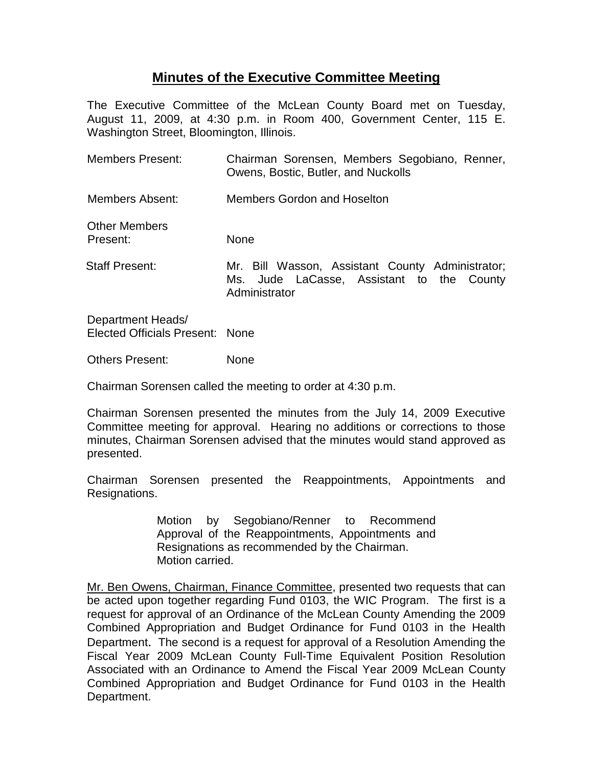# **Minutes of the Executive Committee Meeting**

The Executive Committee of the McLean County Board met on Tuesday, August 11, 2009, at 4:30 p.m. in Room 400, Government Center, 115 E. Washington Street, Bloomington, Illinois.

| | |
|---|---|
| Members Present: | Chairman Sorensen, Members Segobiano, Renner, Owens, Bostic, Butler, and Nuckolls |
| Members Absent: | Members Gordon and Hoselton |
| Other Members Present: | None |
| Staff Present: | Mr. Bill Wasson, Assistant County Administrator; Ms. Jude LaCasse, Assistant to the County Administrator |
| Department Heads/ Elected Officials Present: | None |
| Others Present: | None |

Chairman Sorensen called the meeting to order at 4:30 p.m.

Chairman Sorensen presented the minutes from the July 14, 2009 Executive Committee meeting for approval. Hearing no additions or corrections to those minutes, Chairman Sorensen advised that the minutes would stand approved as presented.

Chairman Sorensen presented the Reappointments, Appointments and Resignations.

> Motion by Segobiano/Renner to Recommend Approval of the Reappointments, Appointments and Resignations as recommended by the Chairman.
> Motion carried.

Mr. Ben Owens, Chairman, Finance Committee, presented two requests that can be acted upon together regarding Fund 0103, the WIC Program. The first is a request for approval of an Ordinance of the McLean County Amending the 2009 Combined Appropriation and Budget Ordinance for Fund 0103 in the Health Department. The second is a request for approval of a Resolution Amending the Fiscal Year 2009 McLean County Full-Time Equivalent Position Resolution Associated with an Ordinance to Amend the Fiscal Year 2009 McLean County Combined Appropriation and Budget Ordinance for Fund 0103 in the Health Department.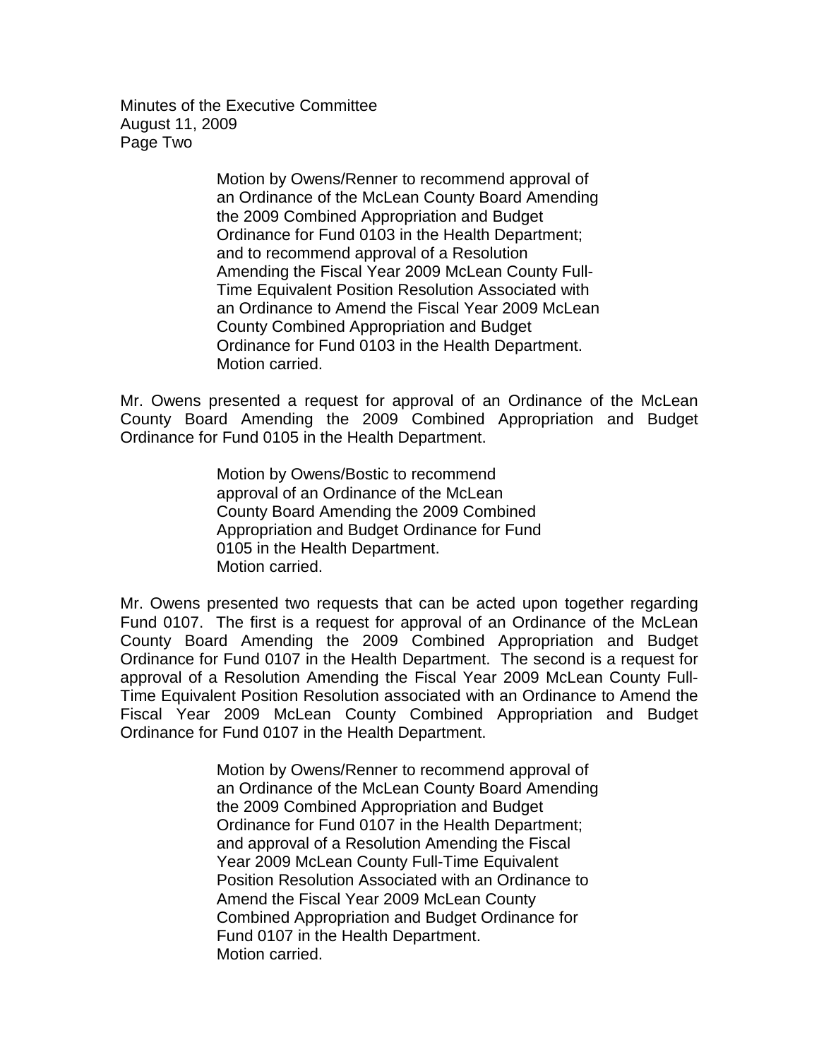Motion by Owens/Renner to recommend approval of an Ordinance of the McLean County Board Amending the 2009 Combined Appropriation and Budget Ordinance for Fund 0103 in the Health Department; and to recommend approval of a Resolution Amending the Fiscal Year 2009 McLean County Full-Time Equivalent Position Resolution Associated with an Ordinance to Amend the Fiscal Year 2009 McLean County Combined Appropriation and Budget Ordinance for Fund 0103 in the Health Department.
Motion carried.

Mr. Owens presented a request for approval of an Ordinance of the McLean County Board Amending the 2009 Combined Appropriation and Budget Ordinance for Fund 0105 in the Health Department.

> Motion by Owens/Bostic to recommend approval of an Ordinance of the McLean County Board Amending the 2009 Combined Appropriation and Budget Ordinance for Fund 0105 in the Health Department.
> Motion carried.

Mr. Owens presented two requests that can be acted upon together regarding Fund 0107. The first is a request for approval of an Ordinance of the McLean County Board Amending the 2009 Combined Appropriation and Budget Ordinance for Fund 0107 in the Health Department. The second is a request for approval of a Resolution Amending the Fiscal Year 2009 McLean County Full-Time Equivalent Position Resolution associated with an Ordinance to Amend the Fiscal Year 2009 McLean County Combined Appropriation and Budget Ordinance for Fund 0107 in the Health Department.

> Motion by Owens/Renner to recommend approval of an Ordinance of the McLean County Board Amending the 2009 Combined Appropriation and Budget Ordinance for Fund 0107 in the Health Department; and approval of a Resolution Amending the Fiscal Year 2009 McLean County Full-Time Equivalent Position Resolution Associated with an Ordinance to Amend the Fiscal Year 2009 McLean County Combined Appropriation and Budget Ordinance for Fund 0107 in the Health Department.
> Motion carried.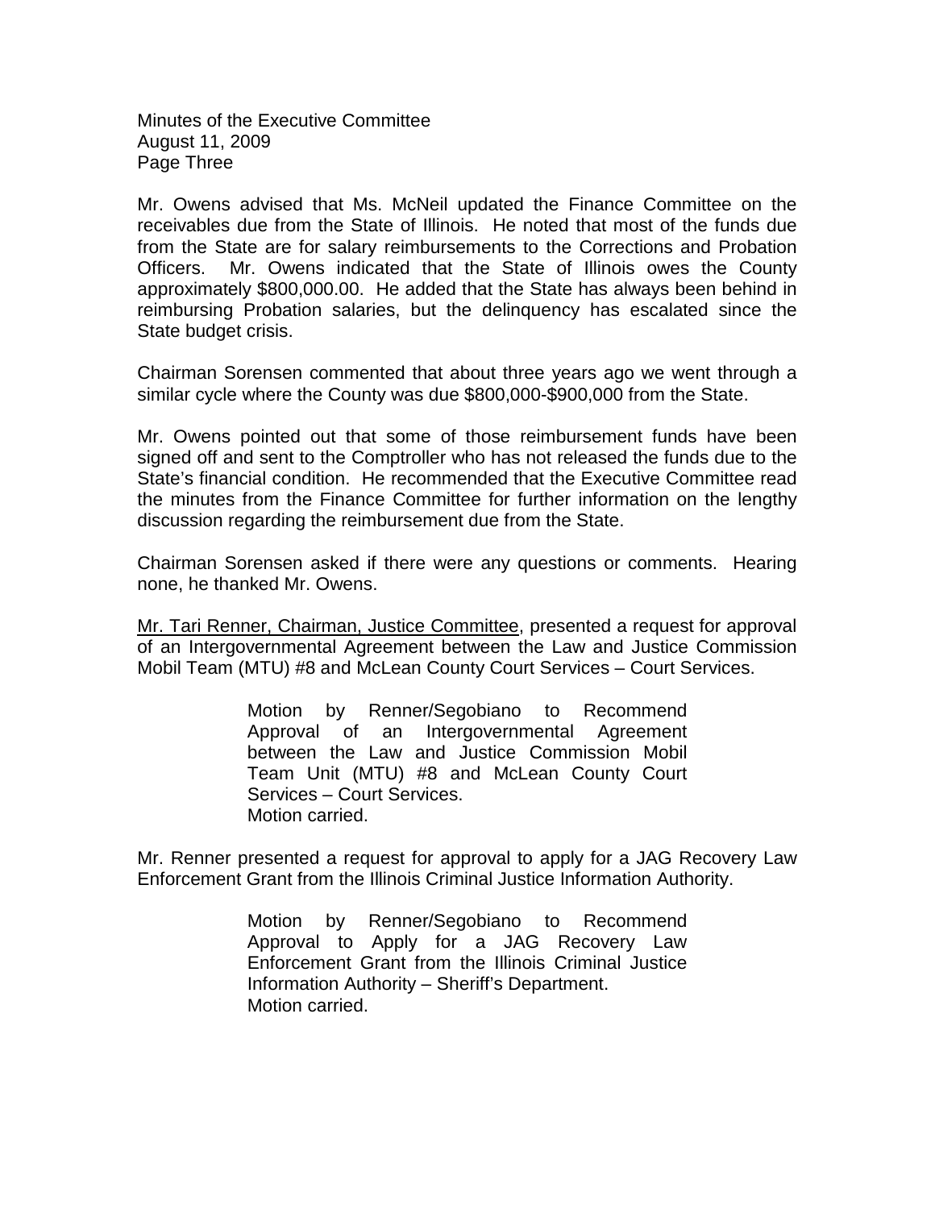Mr. Owens advised that Ms. McNeil updated the Finance Committee on the receivables due from the State of Illinois. He noted that most of the funds due from the State are for salary reimbursements to the Corrections and Probation Officers. Mr. Owens indicated that the State of Illinois owes the County approximately $800,000.00. He added that the State has always been behind in reimbursing Probation salaries, but the delinquency has escalated since the State budget crisis.

Chairman Sorensen commented that about three years ago we went through a similar cycle where the County was due $800,000-$900,000 from the State.

Mr. Owens pointed out that some of those reimbursement funds have been signed off and sent to the Comptroller who has not released the funds due to the State's financial condition. He recommended that the Executive Committee read the minutes from the Finance Committee for further information on the lengthy discussion regarding the reimbursement due from the State.

Chairman Sorensen asked if there were any questions or comments. Hearing none, he thanked Mr. Owens.

Mr. Tari Renner, Chairman, Justice Committee, presented a request for approval of an Intergovernmental Agreement between the Law and Justice Commission Mobil Team (MTU) #8 and McLean County Court Services – Court Services.

> Motion by Renner/Segobiano to Recommend Approval of an Intergovernmental Agreement between the Law and Justice Commission Mobil Team Unit (MTU) #8 and McLean County Court Services – Court Services.
> Motion carried.

Mr. Renner presented a request for approval to apply for a JAG Recovery Law Enforcement Grant from the Illinois Criminal Justice Information Authority.

> Motion by Renner/Segobiano to Recommend Approval to Apply for a JAG Recovery Law Enforcement Grant from the Illinois Criminal Justice Information Authority – Sheriff's Department.
> Motion carried.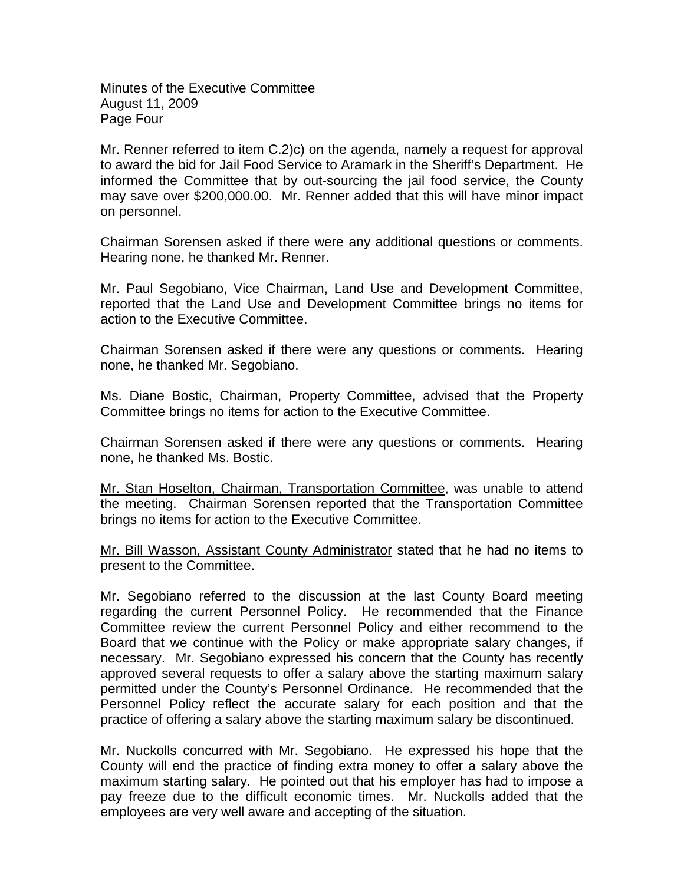Mr. Renner referred to item C.2)c) on the agenda, namely a request for approval to award the bid for Jail Food Service to Aramark in the Sheriff's Department. He informed the Committee that by out-sourcing the jail food service, the County may save over $200,000.00. Mr. Renner added that this will have minor impact on personnel.

Chairman Sorensen asked if there were any additional questions or comments. Hearing none, he thanked Mr. Renner.

Mr. Paul Segobiano, Vice Chairman, Land Use and Development Committee, reported that the Land Use and Development Committee brings no items for action to the Executive Committee.

Chairman Sorensen asked if there were any questions or comments. Hearing none, he thanked Mr. Segobiano.

Ms. Diane Bostic, Chairman, Property Committee, advised that the Property Committee brings no items for action to the Executive Committee.

Chairman Sorensen asked if there were any questions or comments. Hearing none, he thanked Ms. Bostic.

Mr. Stan Hoselton, Chairman, Transportation Committee, was unable to attend the meeting. Chairman Sorensen reported that the Transportation Committee brings no items for action to the Executive Committee.

Mr. Bill Wasson, Assistant County Administrator stated that he had no items to present to the Committee.

Mr. Segobiano referred to the discussion at the last County Board meeting regarding the current Personnel Policy. He recommended that the Finance Committee review the current Personnel Policy and either recommend to the Board that we continue with the Policy or make appropriate salary changes, if necessary. Mr. Segobiano expressed his concern that the County has recently approved several requests to offer a salary above the starting maximum salary permitted under the County's Personnel Ordinance. He recommended that the Personnel Policy reflect the accurate salary for each position and that the practice of offering a salary above the starting maximum salary be discontinued.

Mr. Nuckolls concurred with Mr. Segobiano. He expressed his hope that the County will end the practice of finding extra money to offer a salary above the maximum starting salary. He pointed out that his employer has had to impose a pay freeze due to the difficult economic times. Mr. Nuckolls added that the employees are very well aware and accepting of the situation.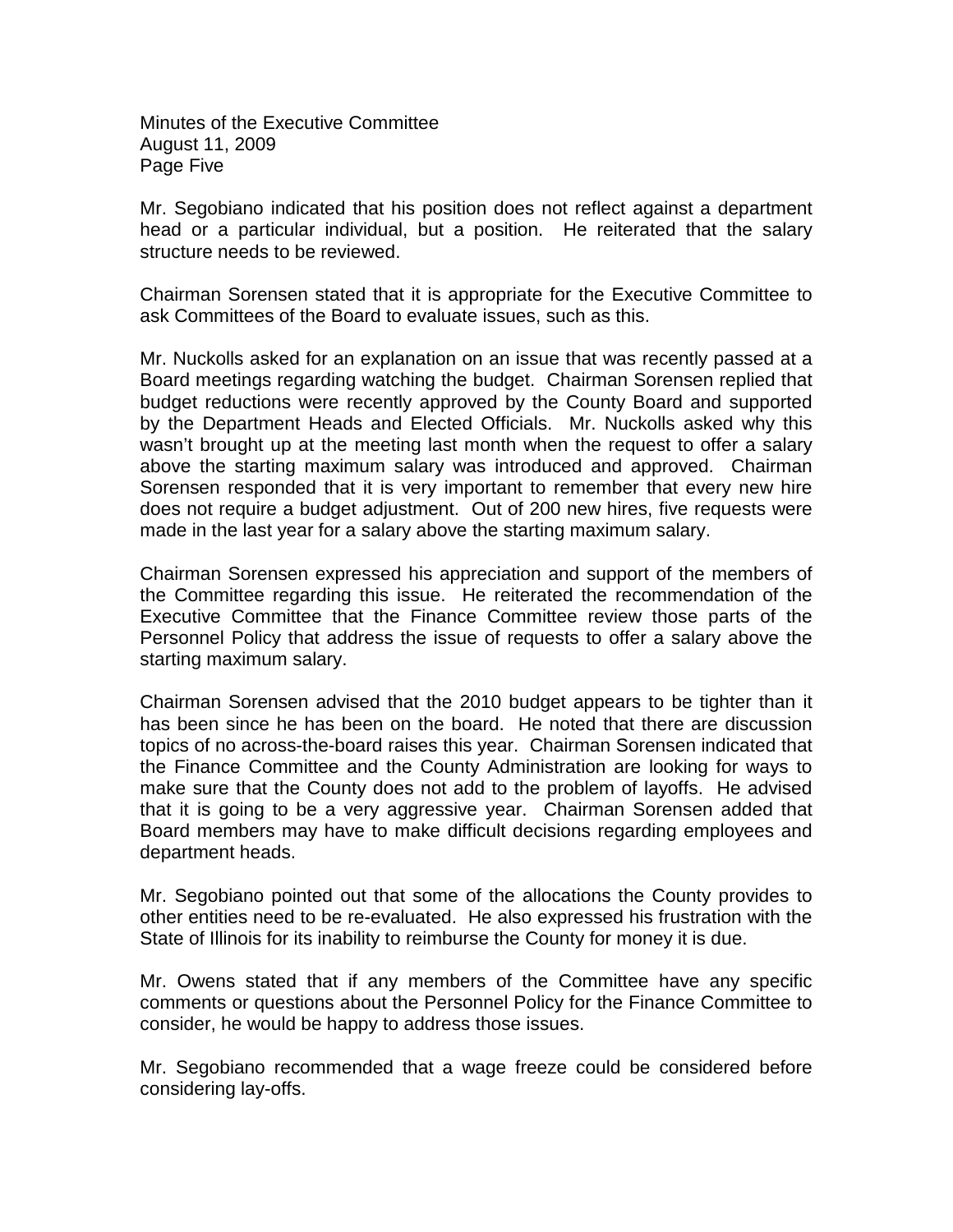Mr. Segobiano indicated that his position does not reflect against a department head or a particular individual, but a position. He reiterated that the salary structure needs to be reviewed.

Chairman Sorensen stated that it is appropriate for the Executive Committee to ask Committees of the Board to evaluate issues, such as this.

Mr. Nuckolls asked for an explanation on an issue that was recently passed at a Board meetings regarding watching the budget. Chairman Sorensen replied that budget reductions were recently approved by the County Board and supported by the Department Heads and Elected Officials. Mr. Nuckolls asked why this wasn't brought up at the meeting last month when the request to offer a salary above the starting maximum salary was introduced and approved. Chairman Sorensen responded that it is very important to remember that every new hire does not require a budget adjustment. Out of 200 new hires, five requests were made in the last year for a salary above the starting maximum salary.

Chairman Sorensen expressed his appreciation and support of the members of the Committee regarding this issue. He reiterated the recommendation of the Executive Committee that the Finance Committee review those parts of the Personnel Policy that address the issue of requests to offer a salary above the starting maximum salary.

Chairman Sorensen advised that the 2010 budget appears to be tighter than it has been since he has been on the board. He noted that there are discussion topics of no across-the-board raises this year. Chairman Sorensen indicated that the Finance Committee and the County Administration are looking for ways to make sure that the County does not add to the problem of layoffs. He advised that it is going to be a very aggressive year. Chairman Sorensen added that Board members may have to make difficult decisions regarding employees and department heads.

Mr. Segobiano pointed out that some of the allocations the County provides to other entities need to be re-evaluated. He also expressed his frustration with the State of Illinois for its inability to reimburse the County for money it is due.

Mr. Owens stated that if any members of the Committee have any specific comments or questions about the Personnel Policy for the Finance Committee to consider, he would be happy to address those issues.

Mr. Segobiano recommended that a wage freeze could be considered before considering lay-offs.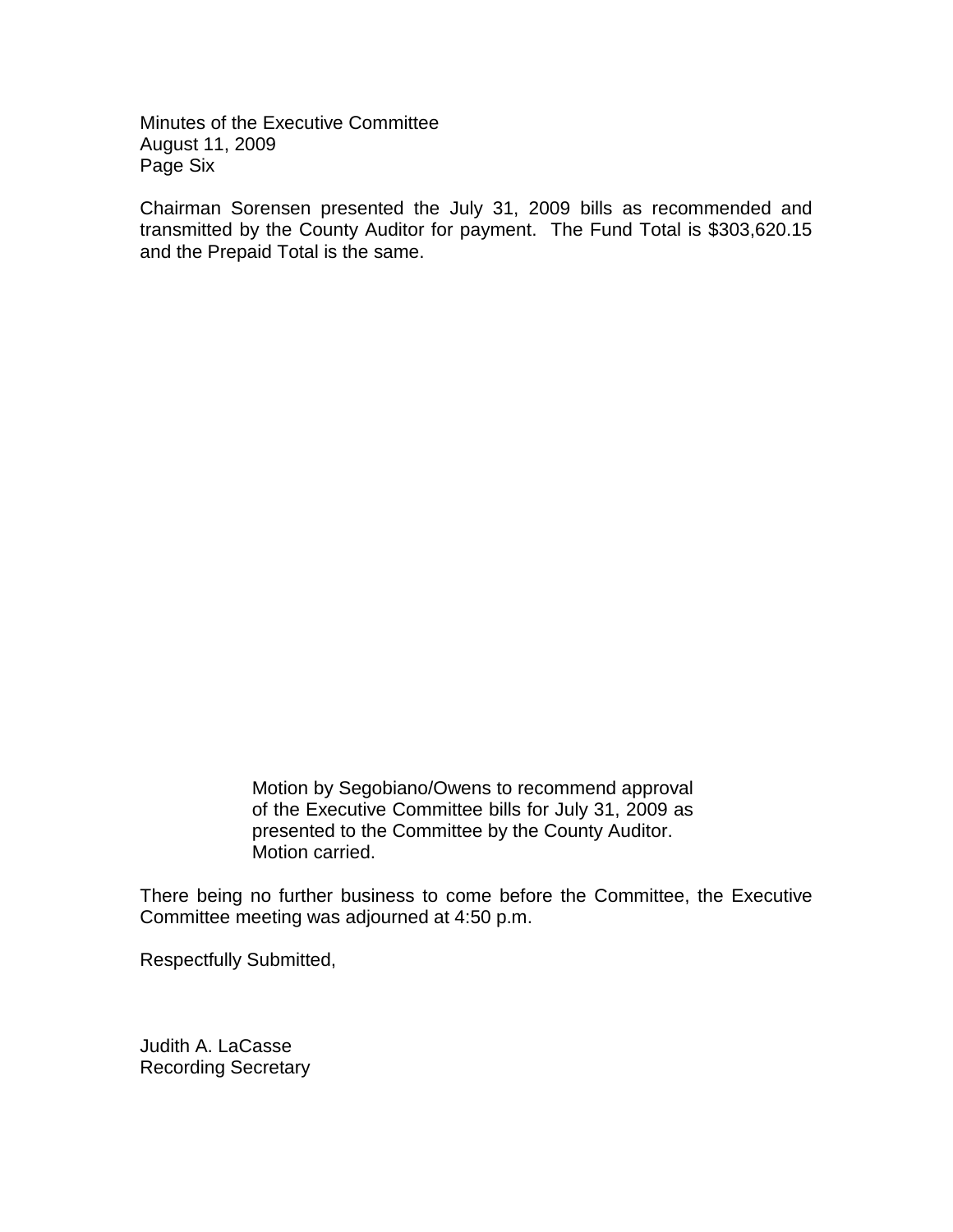Chairman Sorensen presented the July 31, 2009 bills as recommended and transmitted by the County Auditor for payment. The Fund Total is $303,620.15 and the Prepaid Total is the same.

> Motion by Segobiano/Owens to recommend approval of the Executive Committee bills for July 31, 2009 as presented to the Committee by the County Auditor.
> Motion carried.

There being no further business to come before the Committee, the Executive Committee meeting was adjourned at 4:50 p.m.

Respectfully Submitted,

Judith A. LaCasse
Recording Secretary